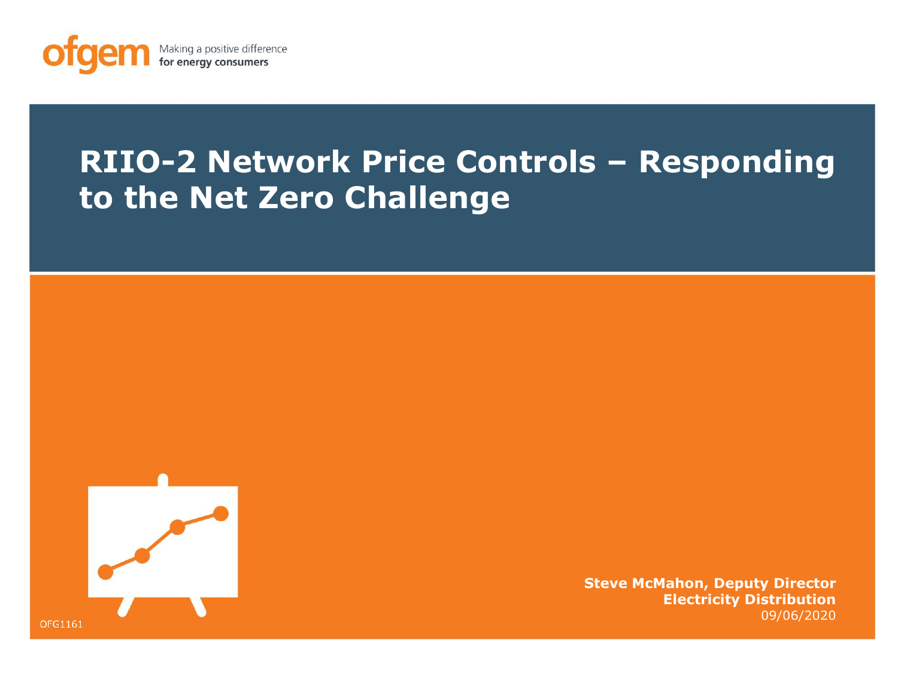ofgem Making a positive difference for energy consumers

# RIIO-2 Network Price Controls – Responding to the Net Zero Challenge

**Steve McMahon, Deputy Director**
**Electricity Distribution**
09/06/2020

OFG1161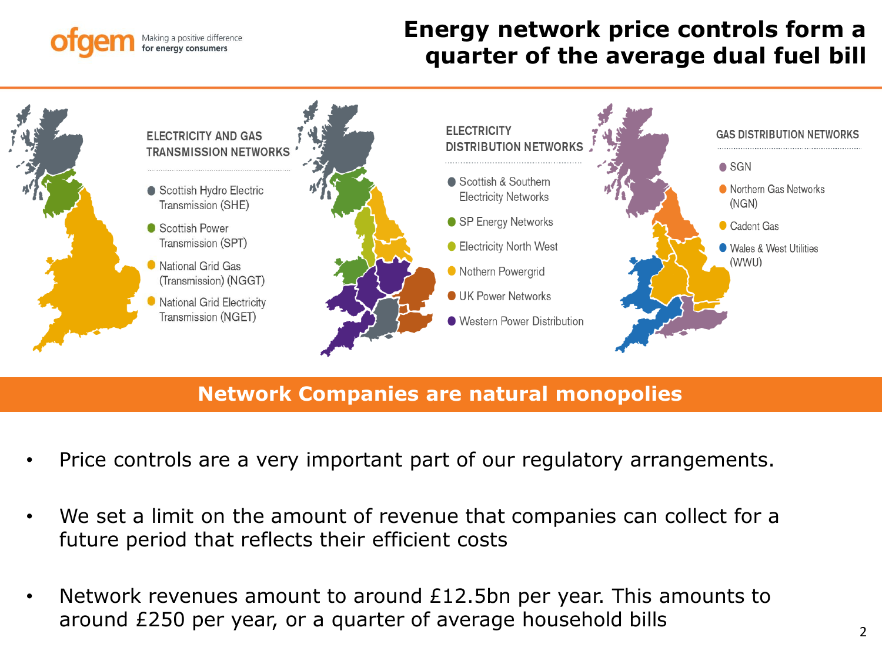# Energy network price controls form a quarter of the average dual fuel bill

### ELECTRICITY AND GAS TRANSMISSION NETWORKS

- Scottish Hydro Electric Transmission (SHE)
- Scottish Power Transmission (SPT)
- National Grid Gas (Transmission) (NGGT)
- National Grid Electricity Transmission (NGET)

### ELECTRICITY DISTRIBUTION NETWORKS

- Scottish & Southern Electricity Networks
- SP Energy Networks
- Electricity North West
- Nothern Powergrid
- UK Power Networks
- Western Power Distribution

### GAS DISTRIBUTION NETWORKS

- SGN
- Northern Gas Networks (NGN)
- Cadent Gas
- Wales & West Utilities (WWU)

## Network Companies are natural monopolies

- Price controls are a very important part of our regulatory arrangements.
- We set a limit on the amount of revenue that companies can collect for a future period that reflects their efficient costs
- Network revenues amount to around £12.5bn per year. This amounts to around £250 per year, or a quarter of average household bills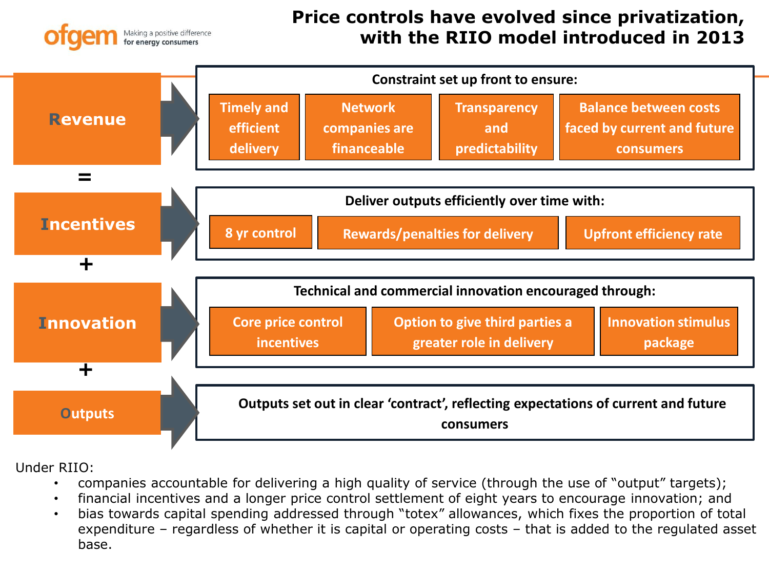# Price controls have evolved since privatization, with the RIIO model introduced in 2013

**Revenue**

=

**Incentives**

+

**Innovation**

+

**Outputs**

**Revenue** → Constraint set up front to ensure:

- Timely and efficient delivery
- Network companies are financeable
- Transparency and predictability
- Balance between costs faced by current and future consumers

**Incentives** → Deliver outputs efficiently over time with:

- 8 yr control
- Rewards/penalties for delivery
- Upfront efficiency rate

**Innovation** → Technical and commercial innovation encouraged through:

- Core price control incentives
- Option to give third parties a greater role in delivery
- Innovation stimulus package

**Outputs** → Outputs set out in clear 'contract', reflecting expectations of current and future consumers

Under RIIO:

- companies accountable for delivering a high quality of service (through the use of "output" targets);
- financial incentives and a longer price control settlement of eight years to encourage innovation; and
- bias towards capital spending addressed through "totex" allowances, which fixes the proportion of total expenditure – regardless of whether it is capital or operating costs – that is added to the regulated asset base.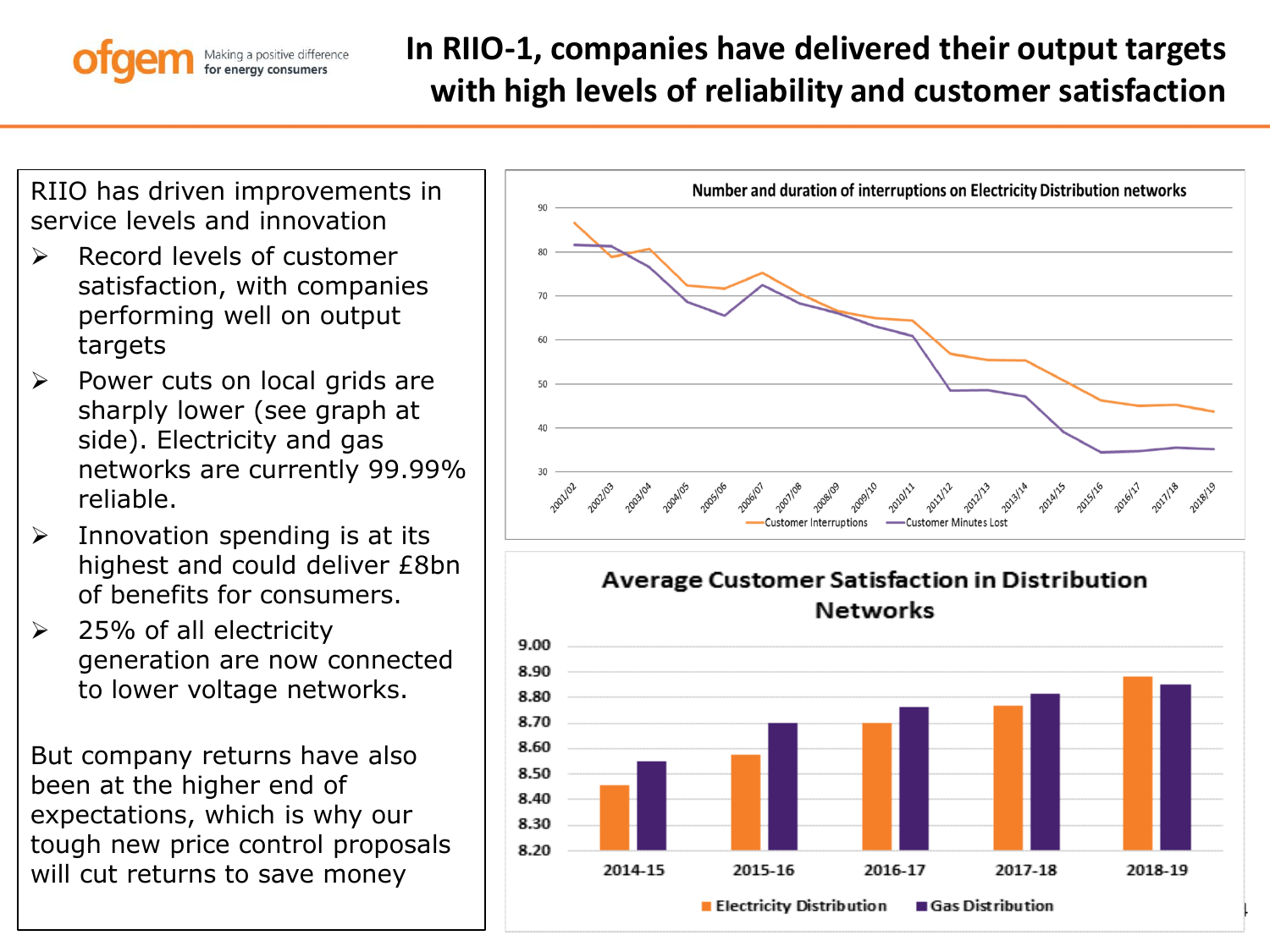# In RIIO-1, companies have delivered their output targets with high levels of reliability and customer satisfaction

RIIO has driven improvements in service levels and innovation

- Record levels of customer satisfaction, with companies performing well on output targets
- Power cuts on local grids are sharply lower (see graph at side). Electricity and gas networks are currently 99.99% reliable.
- Innovation spending is at its highest and could deliver £8bn of benefits for consumers.
- 25% of all electricity generation are now connected to lower voltage networks.

But company returns have also been at the higher end of expectations, which is why our tough new price control proposals will cut returns to save money

**Number and duration of interruptions on Electricity Distribution networks**

Legend: Customer Interruptions; Customer Minutes Lost

**Average Customer Satisfaction in Distribution Networks**

Legend: Electricity Distribution; Gas Distribution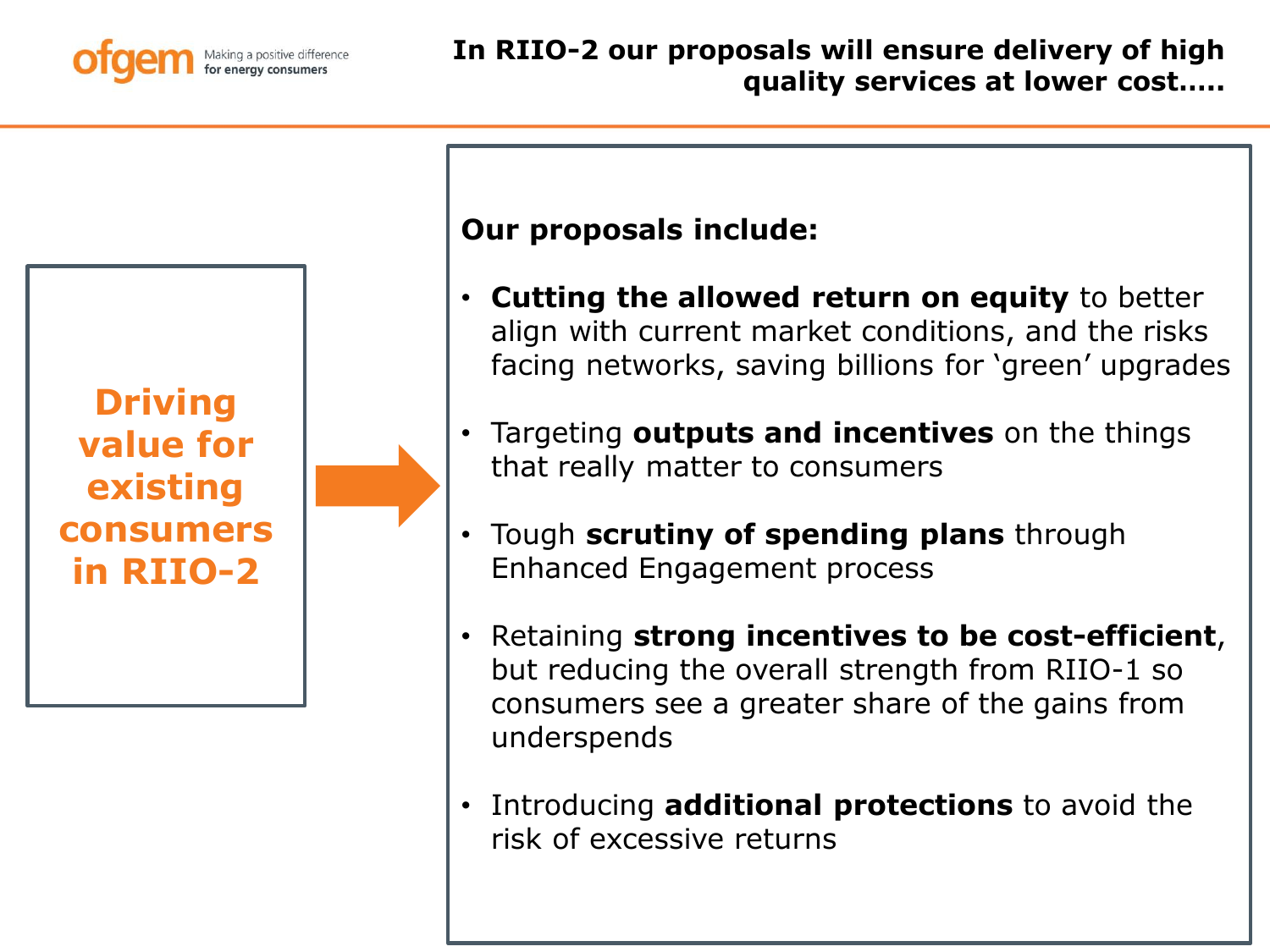# In RIIO-2 our proposals will ensure delivery of high quality services at lower cost…..

## Driving value for existing consumers in RIIO-2

**Our proposals include:**

- **Cutting the allowed return on equity** to better align with current market conditions, and the risks facing networks, saving billions for 'green' upgrades
- Targeting **outputs and incentives** on the things that really matter to consumers
- Tough **scrutiny of spending plans** through Enhanced Engagement process
- Retaining **strong incentives to be cost-efficient**, but reducing the overall strength from RIIO-1 so consumers see a greater share of the gains from underspends
- Introducing **additional protections** to avoid the risk of excessive returns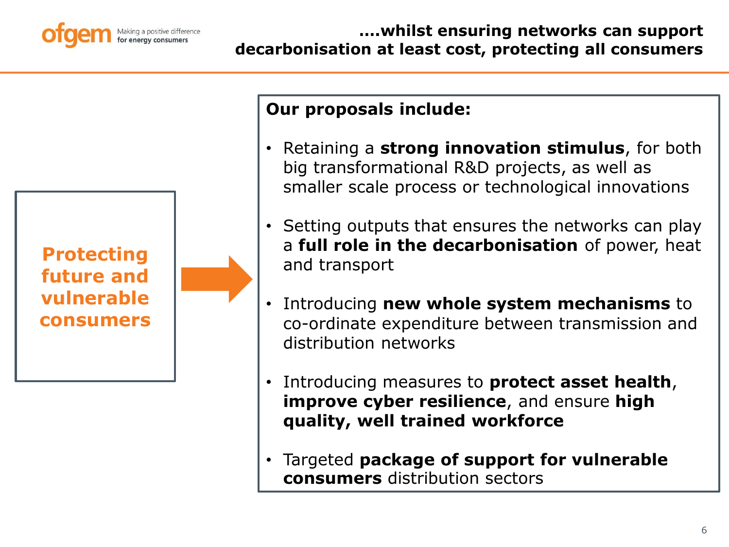## ….whilst ensuring networks can support decarbonisation at least cost, protecting all consumers

**Protecting future and vulnerable consumers**

**Our proposals include:**

- Retaining a **strong innovation stimulus**, for both big transformational R&D projects, as well as smaller scale process or technological innovations
- Setting outputs that ensures the networks can play a **full role in the decarbonisation** of power, heat and transport
- Introducing **new whole system mechanisms** to co-ordinate expenditure between transmission and distribution networks
- Introducing measures to **protect asset health**, **improve cyber resilience**, and ensure **high quality, well trained workforce**
- Targeted **package of support for vulnerable consumers** distribution sectors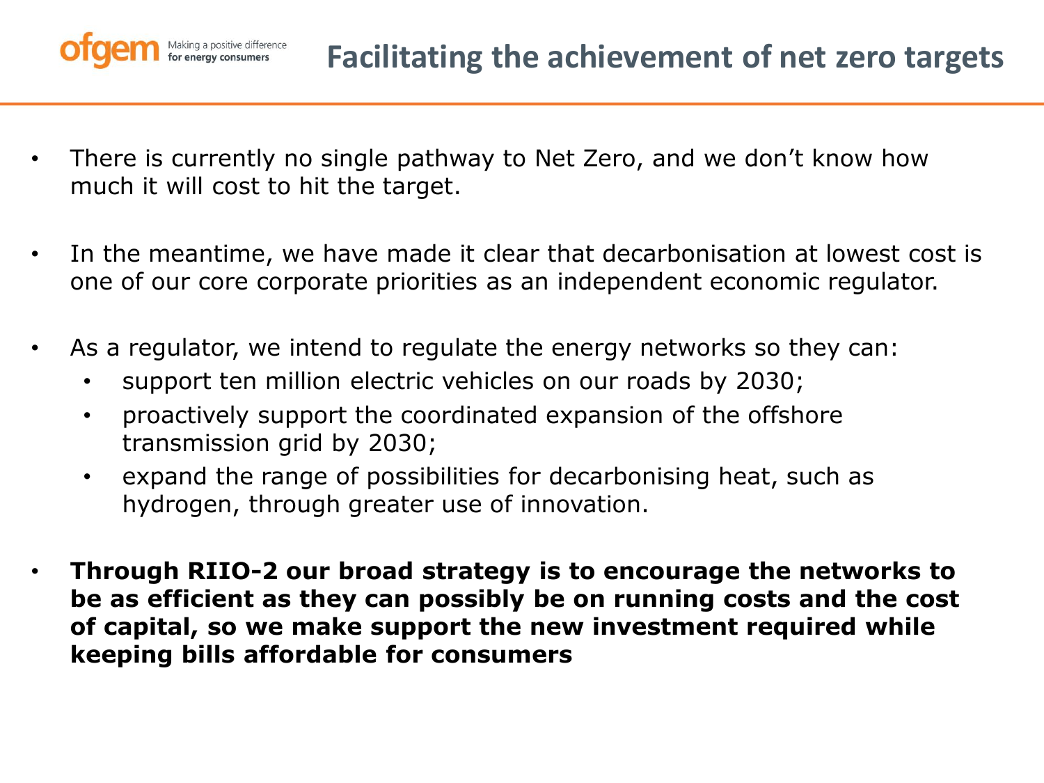# Facilitating the achievement of net zero targets

- There is currently no single pathway to Net Zero, and we don't know how much it will cost to hit the target.
- In the meantime, we have made it clear that decarbonisation at lowest cost is one of our core corporate priorities as an independent economic regulator.
- As a regulator, we intend to regulate the energy networks so they can:
  - support ten million electric vehicles on our roads by 2030;
  - proactively support the coordinated expansion of the offshore transmission grid by 2030;
  - expand the range of possibilities for decarbonising heat, such as hydrogen, through greater use of innovation.
- **Through RIIO-2 our broad strategy is to encourage the networks to be as efficient as they can possibly be on running costs and the cost of capital, so we make support the new investment required while keeping bills affordable for consumers**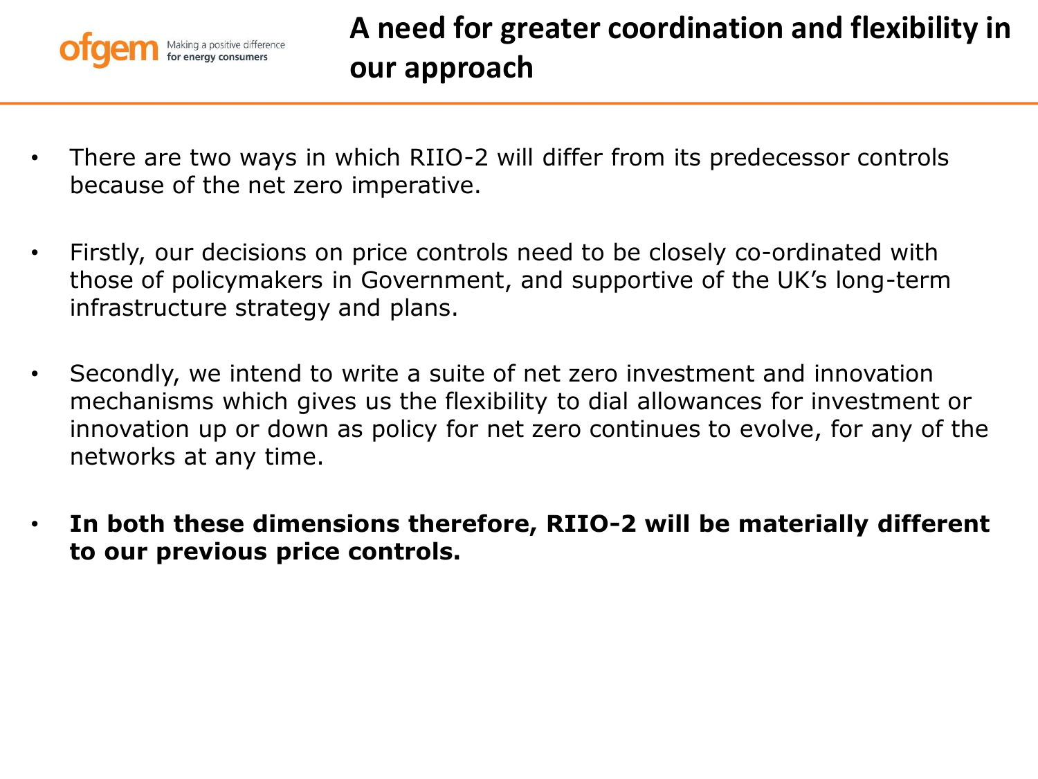# A need for greater coordination and flexibility in our approach

- There are two ways in which RIIO-2 will differ from its predecessor controls because of the net zero imperative.
- Firstly, our decisions on price controls need to be closely co-ordinated with those of policymakers in Government, and supportive of the UK's long-term infrastructure strategy and plans.
- Secondly, we intend to write a suite of net zero investment and innovation mechanisms which gives us the flexibility to dial allowances for investment or innovation up or down as policy for net zero continues to evolve, for any of the networks at any time.
- **In both these dimensions therefore, RIIO-2 will be materially different to our previous price controls.**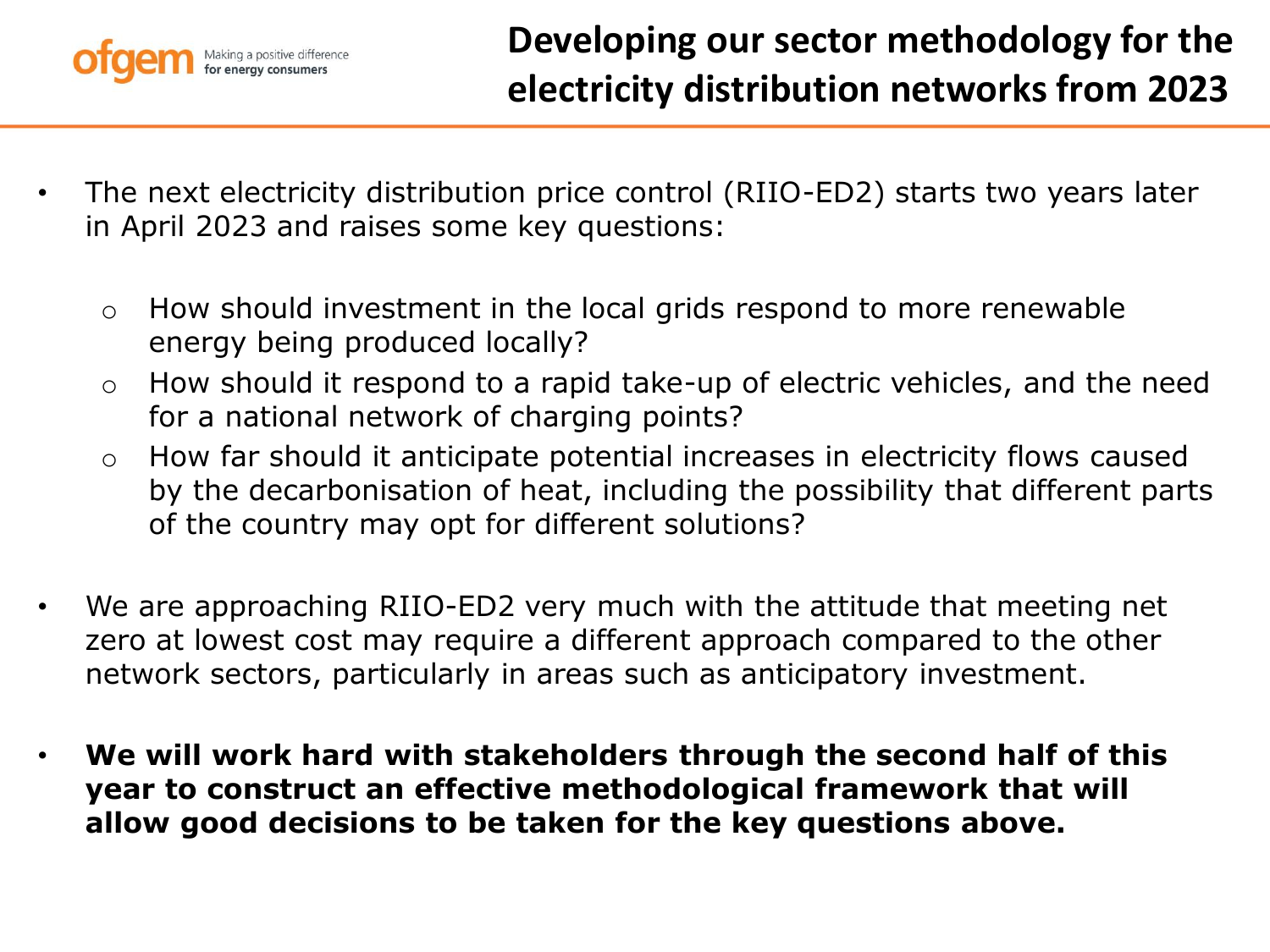# Developing our sector methodology for the electricity distribution networks from 2023

- The next electricity distribution price control (RIIO-ED2) starts two years later in April 2023 and raises some key questions:
  - How should investment in the local grids respond to more renewable energy being produced locally?
  - How should it respond to a rapid take-up of electric vehicles, and the need for a national network of charging points?
  - How far should it anticipate potential increases in electricity flows caused by the decarbonisation of heat, including the possibility that different parts of the country may opt for different solutions?
- We are approaching RIIO-ED2 very much with the attitude that meeting net zero at lowest cost may require a different approach compared to the other network sectors, particularly in areas such as anticipatory investment.
- **We will work hard with stakeholders through the second half of this year to construct an effective methodological framework that will allow good decisions to be taken for the key questions above.**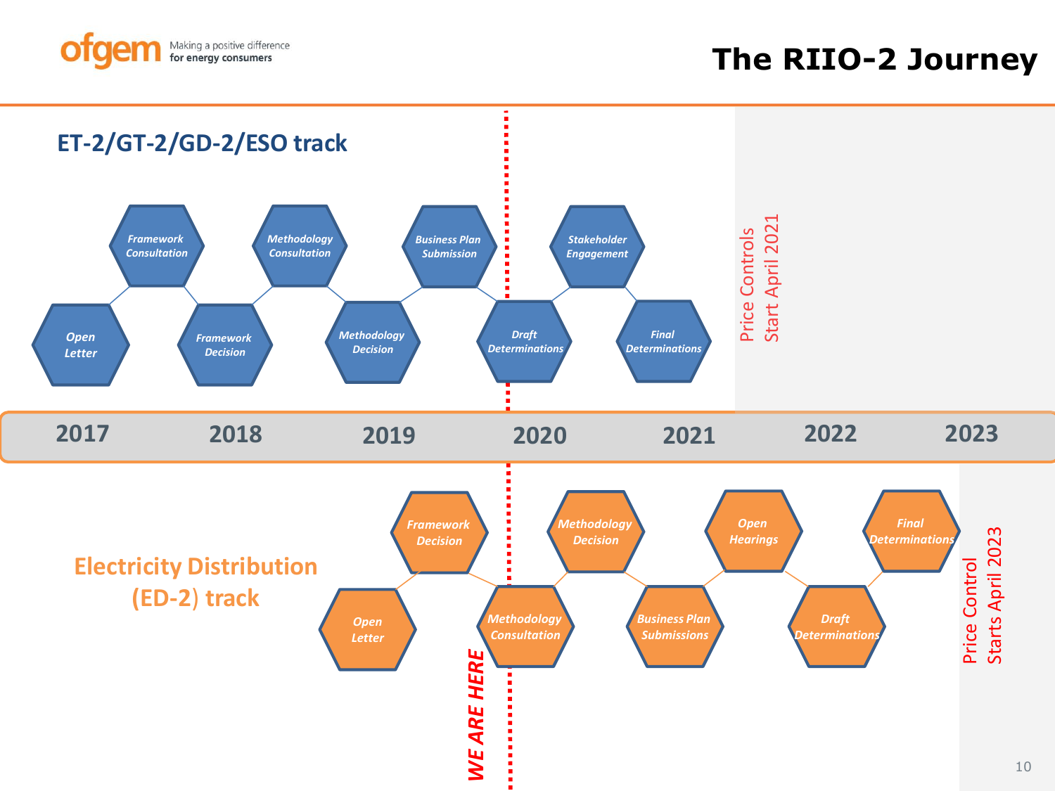# The RIIO-2 Journey

## ET-2/GT-2/GD-2/ESO track

Open Letter

Framework Consultation

Framework Decision

Methodology Consultation

Methodology Decision

Business Plan Submission

Draft Determinations

Stakeholder Engagement

Final Determinations

Price Controls Start April 2021

2017 2018 2019 2020 2021 2022 2023

## Electricity Distribution (ED-2) track

Open Letter

Framework Decision

Methodology Consultation

Methodology Decision

Business Plan Submissions

Open Hearings

Draft Determinations

Final Determinations

Price Control Starts April 2023

WE ARE HERE